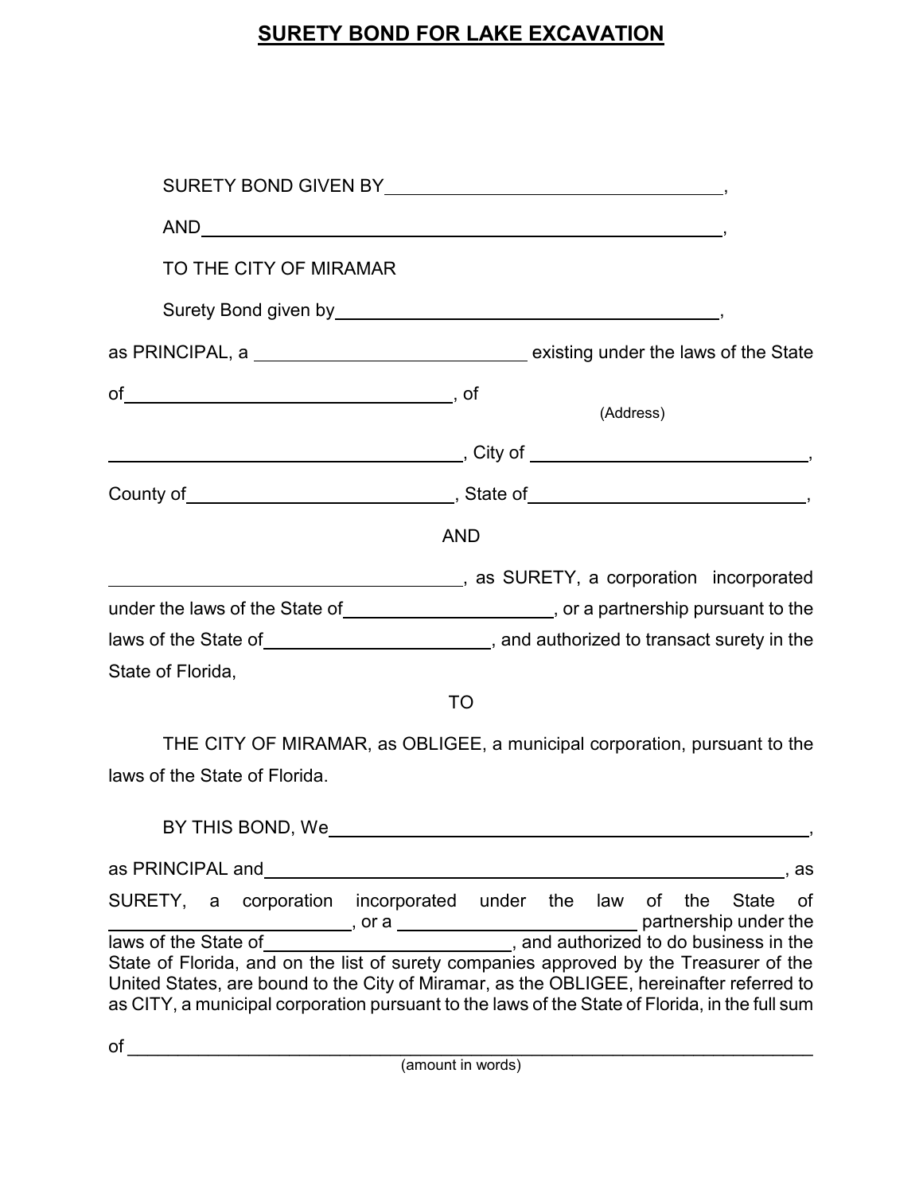# SURETY BOND FOR LAKE EXCAVATION

SURETY BOND GIVEN BY\_\_\_\_\_\_\_\_\_\_\_\_\_\_\_\_\_\_\_\_\_\_\_\_\_\_\_\_\_\_\_\_\_\_\_,

AND\_\_\_\_\_\_\_\_\_\_\_\_\_\_\_\_\_\_\_\_\_\_\_\_\_\_\_\_\_\_\_\_\_\_\_\_\_\_\_\_\_\_\_\_\_\_\_\_\_\_\_\_,

TO THE CITY OF MIRAMAR

Surety Bond given by\_\_\_\_\_\_\_\_\_\_\_\_\_\_\_\_\_\_\_\_\_\_\_\_\_\_\_\_\_\_\_\_\_\_\_\_\_\_\_\_\_\_,

as PRINCIPAL, a \_\_\_\_\_\_\_\_\_\_\_\_\_\_\_\_\_\_\_\_\_\_\_\_\_\_\_\_\_ existing under the laws of the State

of\_\_\_\_\_\_\_\_\_\_\_\_\_\_\_\_\_\_\_\_\_\_\_\_\_\_\_\_\_\_\_\_\_\_\_\_, of (Address)

\_\_\_\_\_\_\_\_\_\_\_\_\_\_\_\_\_\_\_\_\_\_\_\_\_\_\_\_\_\_\_\_\_\_\_\_\_\_, City of \_\_\_\_\_\_\_\_\_\_\_\_\_\_\_\_\_\_\_\_\_\_\_\_\_\_\_\_\_\_\_,

County of\_\_\_\_\_\_\_\_\_\_\_\_\_\_\_\_\_\_\_\_\_\_\_\_\_\_\_\_\_\_\_, State of\_\_\_\_\_\_\_\_\_\_\_\_\_\_\_\_\_\_\_\_\_\_\_\_\_\_\_\_\_\_\_,

AND

\_\_\_\_\_\_\_\_\_\_\_\_\_\_\_\_\_\_\_\_\_\_\_\_\_\_\_\_\_\_\_\_\_\_\_\_\_\_, as SURETY, a corporation incorporated under the laws of the State of\_\_\_\_\_\_\_\_\_\_\_\_\_\_\_\_\_\_\_\_\_\_\_\_, or a partnership pursuant to the laws of the State of\_\_\_\_\_\_\_\_\_\_\_\_\_\_\_\_\_\_\_\_\_\_\_\_\_, and authorized to transact surety in the State of Florida,

TO

THE CITY OF MIRAMAR, as OBLIGEE, a municipal corporation, pursuant to the laws of the State of Florida.

BY THIS BOND, We\_\_\_\_\_\_\_\_\_\_\_\_\_\_\_\_\_\_\_\_\_\_\_\_\_\_\_\_\_\_\_\_\_\_\_\_\_\_\_\_\_\_\_\_\_\_\_\_\_\_\_\_\_\_\_\_\_,

as PRINCIPAL and\_\_\_\_\_\_\_\_\_\_\_\_\_\_\_\_\_\_\_\_\_\_\_\_\_\_\_\_\_\_\_\_\_\_\_\_\_\_\_\_\_\_\_\_\_\_\_\_\_\_\_\_\_\_\_\_\_\_, as SURETY, a corporation incorporated under the law of the State of \_\_\_\_\_\_\_\_\_\_\_\_\_\_\_\_\_\_\_\_\_\_\_\_\_\_\_\_, or a \_\_\_\_\_\_\_\_\_\_\_\_\_\_\_\_\_\_\_\_\_\_\_\_\_\_\_\_ partnership under the laws of the State of\_\_\_\_\_\_\_\_\_\_\_\_\_\_\_\_\_\_\_\_\_\_\_\_\_\_\_\_\_\_\_\_\_, and authorized to do business in the State of Florida, and on the list of surety companies approved by the Treasurer of the United States, are bound to the City of Miramar, as the OBLIGEE, hereinafter referred to as CITY, a municipal corporation pursuant to the laws of the State of Florida, in the full sum

of \_\_\_\_\_\_\_\_\_\_\_\_\_\_\_\_\_\_\_\_\_\_\_\_\_\_\_\_\_\_\_\_\_\_\_\_\_\_\_\_\_\_\_\_\_\_\_\_\_\_\_\_\_\_\_\_\_\_\_\_\_\_\_\_\_\_\_\_\_\_\_\_\_\_\_\_
(amount in words)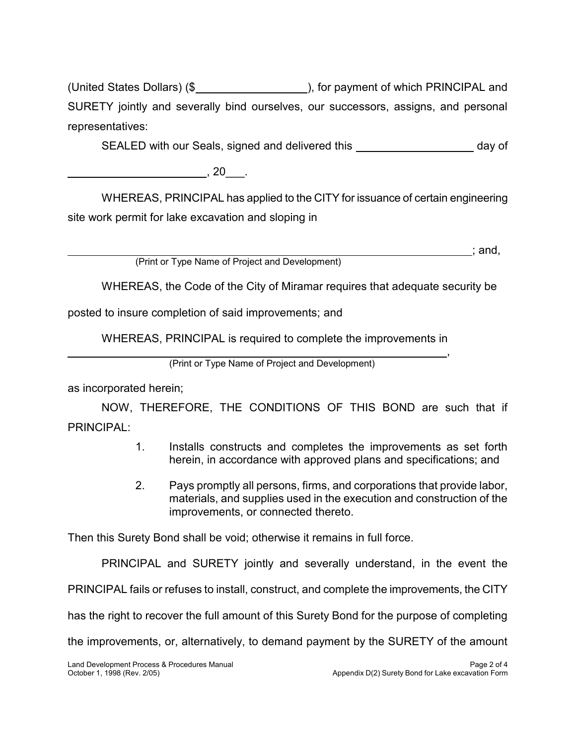(United States Dollars) ($__________________), for payment of which PRINCIPAL and SURETY jointly and severally bind ourselves, our successors, assigns, and personal representatives:

SEALED with our Seals, signed and delivered this ___________________ day of _______________________, 20___.

WHEREAS, PRINCIPAL has applied to the CITY for issuance of certain engineering site work permit for lake excavation and sloping in

_________________________________________________________________________; and,
(Print or Type Name of Project and Development)

WHEREAS, the Code of the City of Miramar requires that adequate security be posted to insure completion of said improvements; and

WHEREAS, PRINCIPAL is required to complete the improvements in

_________________________________________________________________,
(Print or Type Name of Project and Development)

as incorporated herein;

NOW, THEREFORE, THE CONDITIONS OF THIS BOND are such that if PRINCIPAL:

1. Installs constructs and completes the improvements as set forth herein, in accordance with approved plans and specifications; and

2. Pays promptly all persons, firms, and corporations that provide labor, materials, and supplies used in the execution and construction of the improvements, or connected thereto.

Then this Surety Bond shall be void; otherwise it remains in full force.

PRINCIPAL and SURETY jointly and severally understand, in the event the PRINCIPAL fails or refuses to install, construct, and complete the improvements, the CITY has the right to recover the full amount of this Surety Bond for the purpose of completing the improvements, or, alternatively, to demand payment by the SURETY of the amount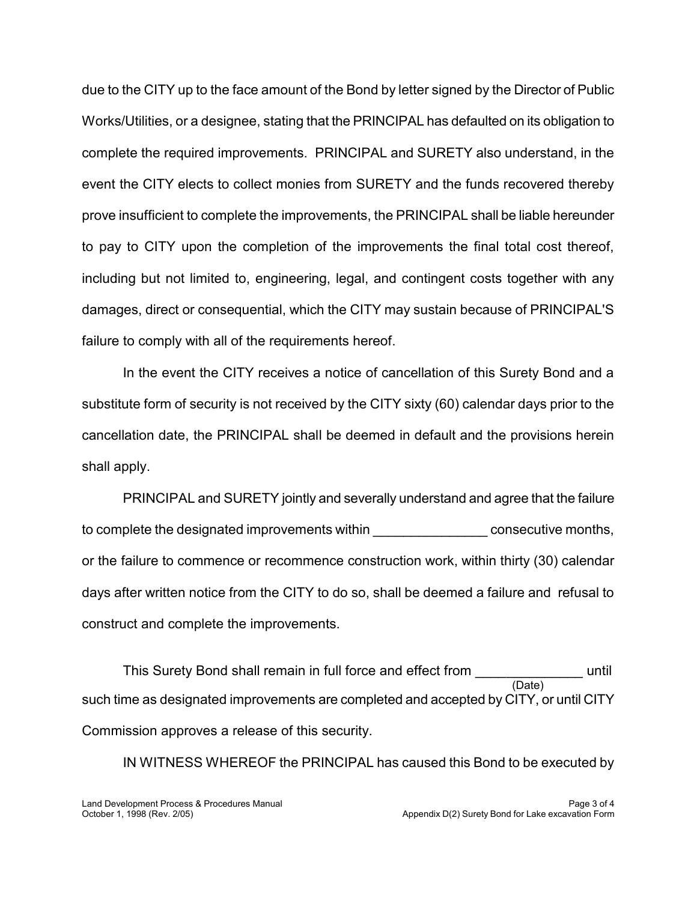due to the CITY up to the face amount of the Bond by letter signed by the Director of Public Works/Utilities, or a designee, stating that the PRINCIPAL has defaulted on its obligation to complete the required improvements. PRINCIPAL and SURETY also understand, in the event the CITY elects to collect monies from SURETY and the funds recovered thereby prove insufficient to complete the improvements, the PRINCIPAL shall be liable hereunder to pay to CITY upon the completion of the improvements the final total cost thereof, including but not limited to, engineering, legal, and contingent costs together with any damages, direct or consequential, which the CITY may sustain because of PRINCIPAL'S failure to comply with all of the requirements hereof.

In the event the CITY receives a notice of cancellation of this Surety Bond and a substitute form of security is not received by the CITY sixty (60) calendar days prior to the cancellation date, the PRINCIPAL shall be deemed in default and the provisions herein shall apply.

PRINCIPAL and SURETY jointly and severally understand and agree that the failure to complete the designated improvements within _______________ consecutive months, or the failure to commence or recommence construction work, within thirty (30) calendar days after written notice from the CITY to do so, shall be deemed a failure and refusal to construct and complete the improvements.

This Surety Bond shall remain in full force and effect from ______________ (Date) until such time as designated improvements are completed and accepted by CITY, or until CITY Commission approves a release of this security.

IN WITNESS WHEREOF the PRINCIPAL has caused this Bond to be executed by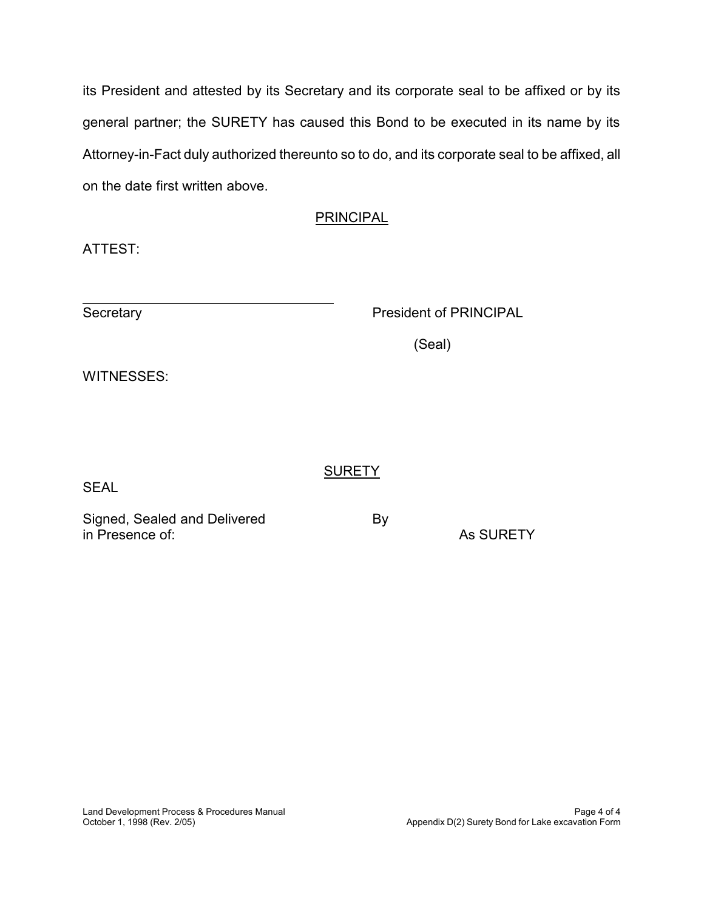its President and attested by its Secretary and its corporate seal to be affixed or by its general partner; the SURETY has caused this Bond to be executed in its name by its Attorney-in-Fact duly authorized thereunto so to do, and its corporate seal to be affixed, all on the date first written above.

PRINCIPAL

ATTEST:

______________________________
Secretary

President of PRINCIPAL

(Seal)

WITNESSES:

SURETY

SEAL

Signed, Sealed and Delivered in Presence of:

By

As SURETY